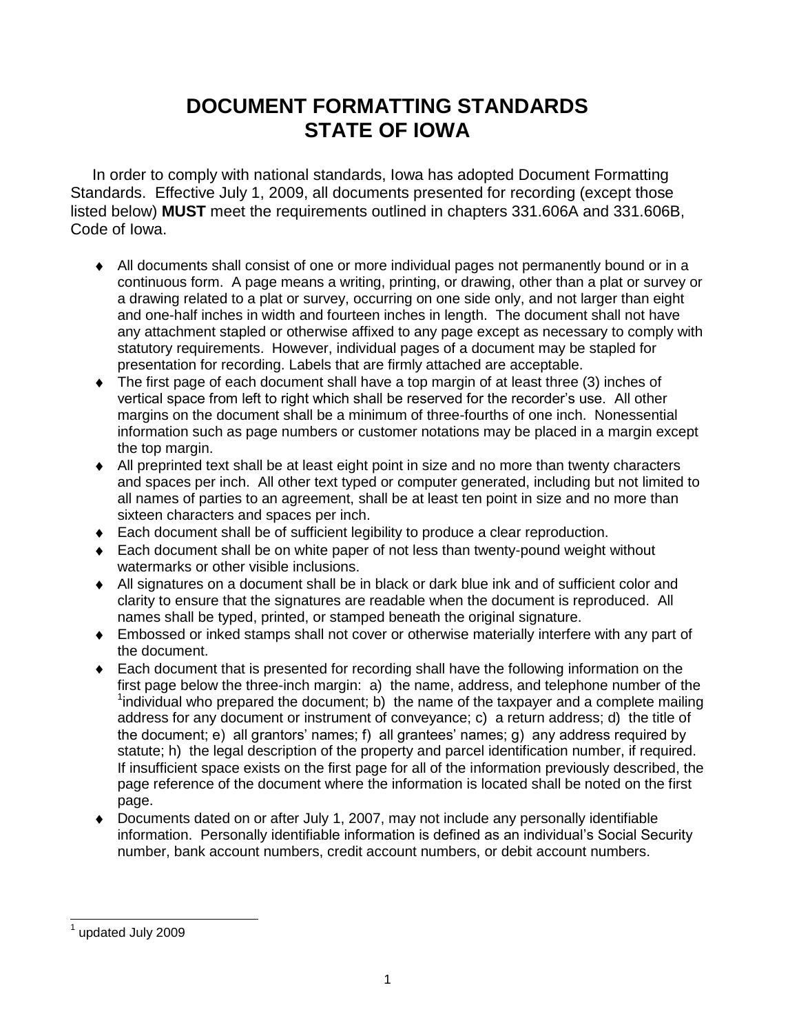# DOCUMENT FORMATTING STANDARDS
# STATE OF IOWA

In order to comply with national standards, Iowa has adopted Document Formatting Standards. Effective July 1, 2009, all documents presented for recording (except those listed below) **MUST** meet the requirements outlined in chapters 331.606A and 331.606B, Code of Iowa.

- All documents shall consist of one or more individual pages not permanently bound or in a continuous form. A page means a writing, printing, or drawing, other than a plat or survey or a drawing related to a plat or survey, occurring on one side only, and not larger than eight and one-half inches in width and fourteen inches in length. The document shall not have any attachment stapled or otherwise affixed to any page except as necessary to comply with statutory requirements. However, individual pages of a document may be stapled for presentation for recording. Labels that are firmly attached are acceptable.
- The first page of each document shall have a top margin of at least three (3) inches of vertical space from left to right which shall be reserved for the recorder's use. All other margins on the document shall be a minimum of three-fourths of one inch. Nonessential information such as page numbers or customer notations may be placed in a margin except the top margin.
- All preprinted text shall be at least eight point in size and no more than twenty characters and spaces per inch. All other text typed or computer generated, including but not limited to all names of parties to an agreement, shall be at least ten point in size and no more than sixteen characters and spaces per inch.
- Each document shall be of sufficient legibility to produce a clear reproduction.
- Each document shall be on white paper of not less than twenty-pound weight without watermarks or other visible inclusions.
- All signatures on a document shall be in black or dark blue ink and of sufficient color and clarity to ensure that the signatures are readable when the document is reproduced. All names shall be typed, printed, or stamped beneath the original signature.
- Embossed or inked stamps shall not cover or otherwise materially interfere with any part of the document.
- Each document that is presented for recording shall have the following information on the first page below the three-inch margin: a) the name, address, and telephone number of the [1]individual who prepared the document; b) the name of the taxpayer and a complete mailing address for any document or instrument of conveyance; c) a return address; d) the title of the document; e) all grantors' names; f) all grantees' names; g) any address required by statute; h) the legal description of the property and parcel identification number, if required. If insufficient space exists on the first page for all of the information previously described, the page reference of the document where the information is located shall be noted on the first page.
- Documents dated on or after July 1, 2007, may not include any personally identifiable information. Personally identifiable information is defined as an individual's Social Security number, bank account numbers, credit account numbers, or debit account numbers.

---

[1] updated July 2009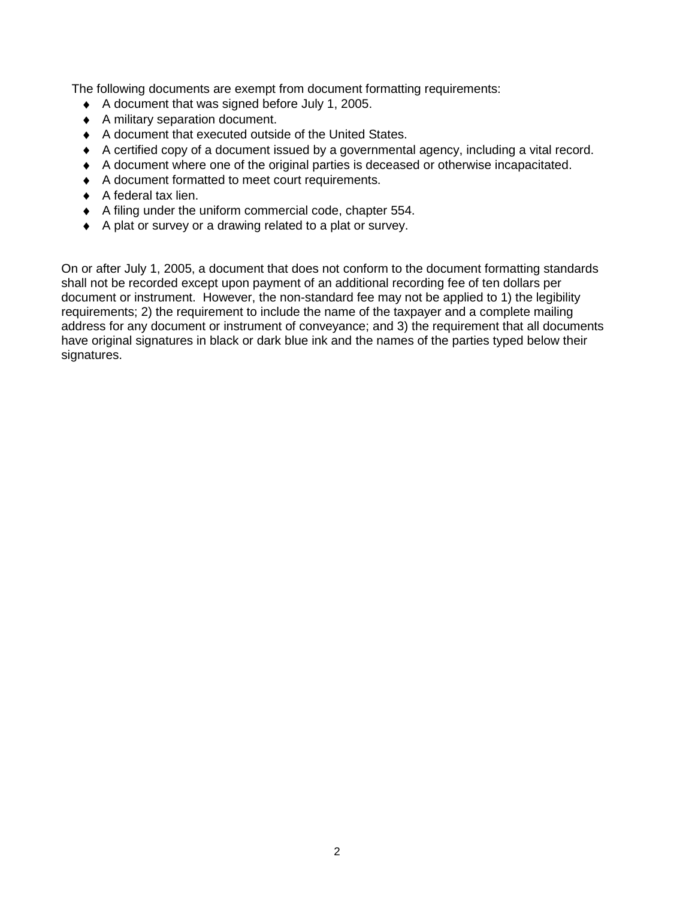The following documents are exempt from document formatting requirements:

- A document that was signed before July 1, 2005.
- A military separation document.
- A document that executed outside of the United States.
- A certified copy of a document issued by a governmental agency, including a vital record.
- A document where one of the original parties is deceased or otherwise incapacitated.
- A document formatted to meet court requirements.
- A federal tax lien.
- A filing under the uniform commercial code, chapter 554.
- A plat or survey or a drawing related to a plat or survey.

On or after July 1, 2005, a document that does not conform to the document formatting standards shall not be recorded except upon payment of an additional recording fee of ten dollars per document or instrument. However, the non-standard fee may not be applied to 1) the legibility requirements; 2) the requirement to include the name of the taxpayer and a complete mailing address for any document or instrument of conveyance; and 3) the requirement that all documents have original signatures in black or dark blue ink and the names of the parties typed below their signatures.